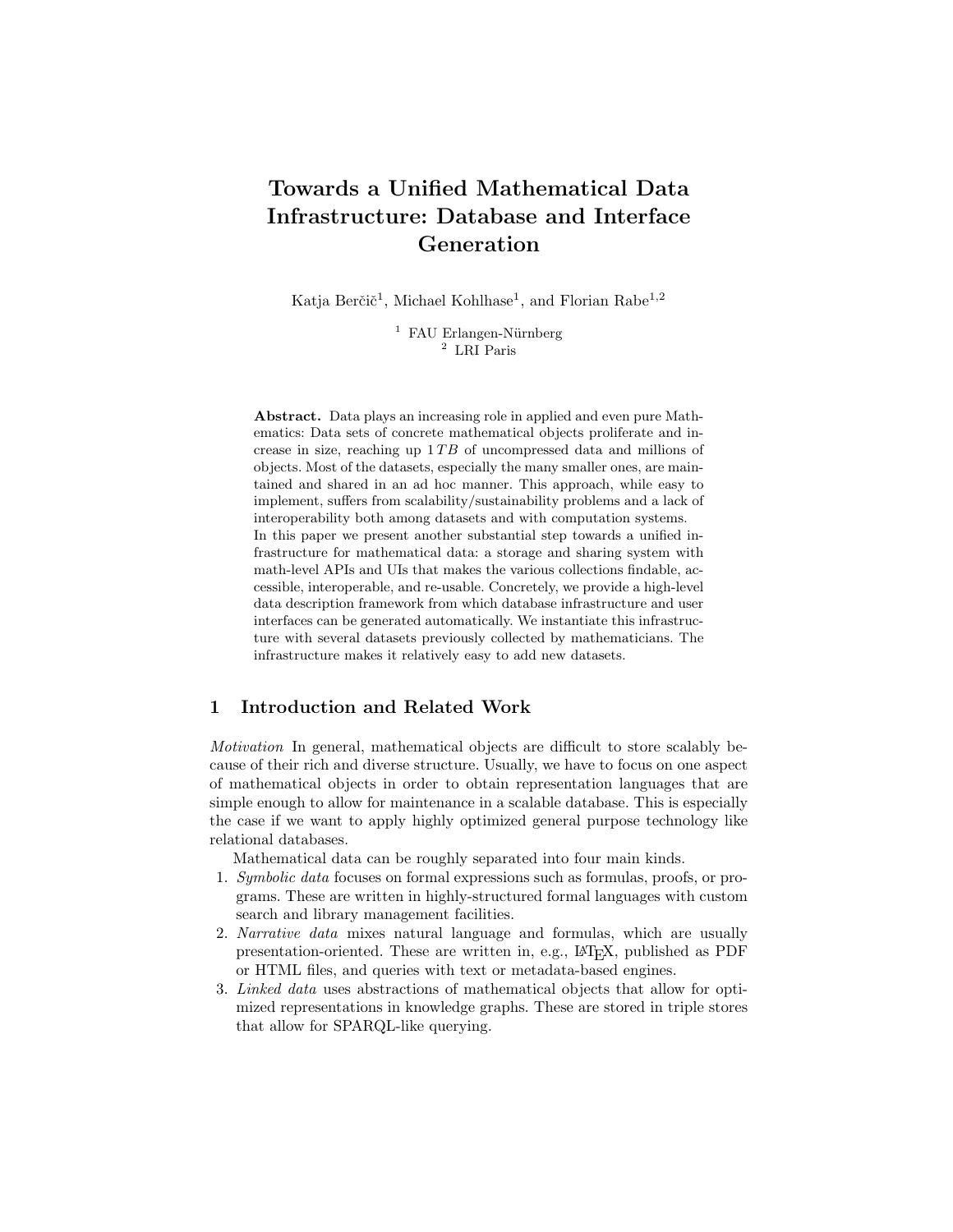# Towards a Unified Mathematical Data Infrastructure: Database and Interface Generation

Katja Berčič[1], Michael Kohlhase[1], and Florian Rabe[1,2]

[1] FAU Erlangen-Nürnberg
[2] LRI Paris

**Abstract.** Data plays an increasing role in applied and even pure Mathematics: Data sets of concrete mathematical objects proliferate and increase in size, reaching up $1\,TB$ of uncompressed data and millions of objects. Most of the datasets, especially the many smaller ones, are maintained and shared in an ad hoc manner. This approach, while easy to implement, suffers from scalability/sustainability problems and a lack of interoperability both among datasets and with computation systems.
In this paper we present another substantial step towards a unified infrastructure for mathematical data: a storage and sharing system with math-level APIs and UIs that makes the various collections findable, accessible, interoperable, and re-usable. Concretely, we provide a high-level data description framework from which database infrastructure and user interfaces can be generated automatically. We instantiate this infrastructure with several datasets previously collected by mathematicians. The infrastructure makes it relatively easy to add new datasets.

## 1 Introduction and Related Work

*Motivation* In general, mathematical objects are difficult to store scalably because of their rich and diverse structure. Usually, we have to focus on one aspect of mathematical objects in order to obtain representation languages that are simple enough to allow for maintenance in a scalable database. This is especially the case if we want to apply highly optimized general purpose technology like relational databases.

Mathematical data can be roughly separated into four main kinds.

1. *Symbolic data* focuses on formal expressions such as formulas, proofs, or programs. These are written in highly-structured formal languages with custom search and library management facilities.
2. *Narrative data* mixes natural language and formulas, which are usually presentation-oriented. These are written in, e.g., LaTeX, published as PDF or HTML files, and queries with text or metadata-based engines.
3. *Linked data* uses abstractions of mathematical objects that allow for optimized representations in knowledge graphs. These are stored in triple stores that allow for SPARQL-like querying.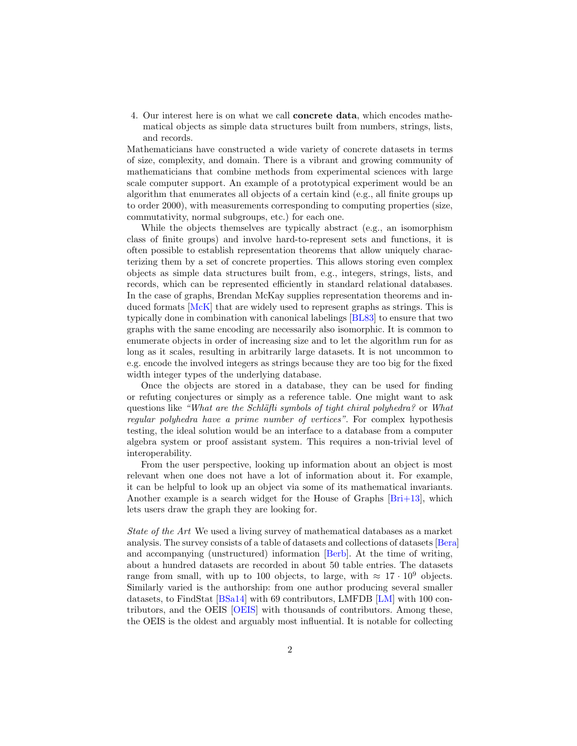4. Our interest here is on what we call **concrete data**, which encodes mathematical objects as simple data structures built from numbers, strings, lists, and records.

Mathematicians have constructed a wide variety of concrete datasets in terms of size, complexity, and domain. There is a vibrant and growing community of mathematicians that combine methods from experimental sciences with large scale computer support. An example of a prototypical experiment would be an algorithm that enumerates all objects of a certain kind (e.g., all finite groups up to order 2000), with measurements corresponding to computing properties (size, commutativity, normal subgroups, etc.) for each one.

While the objects themselves are typically abstract (e.g., an isomorphism class of finite groups) and involve hard-to-represent sets and functions, it is often possible to establish representation theorems that allow uniquely characterizing them by a set of concrete properties. This allows storing even complex objects as simple data structures built from, e.g., integers, strings, lists, and records, which can be represented efficiently in standard relational databases. In the case of graphs, Brendan McKay supplies representation theorems and induced formats [McK] that are widely used to represent graphs as strings. This is typically done in combination with canonical labelings [BL83] to ensure that two graphs with the same encoding are necessarily also isomorphic. It is common to enumerate objects in order of increasing size and to let the algorithm run for as long as it scales, resulting in arbitrarily large datasets. It is not uncommon to e.g. encode the involved integers as strings because they are too big for the fixed width integer types of the underlying database.

Once the objects are stored in a database, they can be used for finding or refuting conjectures or simply as a reference table. One might want to ask questions like *"What are the Schläfli symbols of tight chiral polyhedra?* or *What regular polyhedra have a prime number of vertices"*. For complex hypothesis testing, the ideal solution would be an interface to a database from a computer algebra system or proof assistant system. This requires a non-trivial level of interoperability.

From the user perspective, looking up information about an object is most relevant when one does not have a lot of information about it. For example, it can be helpful to look up an object via some of its mathematical invariants. Another example is a search widget for the House of Graphs [Bri+13], which lets users draw the graph they are looking for.

*State of the Art* We used a living survey of mathematical databases as a market analysis. The survey consists of a table of datasets and collections of datasets [Bera] and accompanying (unstructured) information [Berb]. At the time of writing, about a hundred datasets are recorded in about 50 table entries. The datasets range from small, with up to 100 objects, to large, with $\approx 17 \cdot 10^9$ objects. Similarly varied is the authorship: from one author producing several smaller datasets, to FindStat [BSa14] with 69 contributors, LMFDB [LM] with 100 contributors, and the OEIS [OEIS] with thousands of contributors. Among these, the OEIS is the oldest and arguably most influential. It is notable for collecting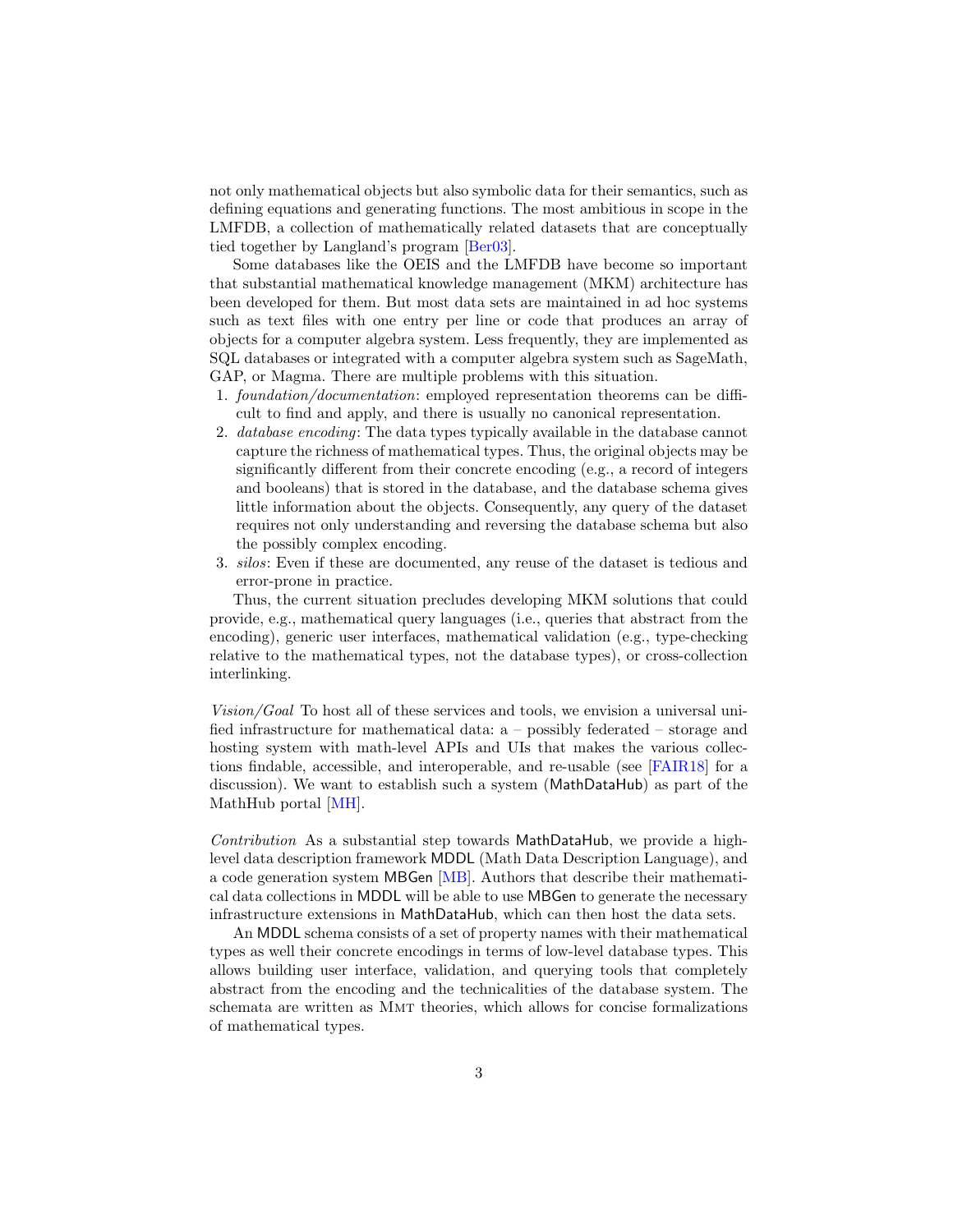not only mathematical objects but also symbolic data for their semantics, such as defining equations and generating functions. The most ambitious in scope in the LMFDB, a collection of mathematically related datasets that are conceptually tied together by Langland's program [Ber03].

Some databases like the OEIS and the LMFDB have become so important that substantial mathematical knowledge management (MKM) architecture has been developed for them. But most data sets are maintained in ad hoc systems such as text files with one entry per line or code that produces an array of objects for a computer algebra system. Less frequently, they are implemented as SQL databases or integrated with a computer algebra system such as SageMath, GAP, or Magma. There are multiple problems with this situation.

1. *foundation/documentation*: employed representation theorems can be difficult to find and apply, and there is usually no canonical representation.
2. *database encoding*: The data types typically available in the database cannot capture the richness of mathematical types. Thus, the original objects may be significantly different from their concrete encoding (e.g., a record of integers and booleans) that is stored in the database, and the database schema gives little information about the objects. Consequently, any query of the dataset requires not only understanding and reversing the database schema but also the possibly complex encoding.
3. *silos*: Even if these are documented, any reuse of the dataset is tedious and error-prone in practice.

Thus, the current situation precludes developing MKM solutions that could provide, e.g., mathematical query languages (i.e., queries that abstract from the encoding), generic user interfaces, mathematical validation (e.g., type-checking relative to the mathematical types, not the database types), or cross-collection interlinking.

*Vision/Goal* To host all of these services and tools, we envision a universal unified infrastructure for mathematical data: a – possibly federated – storage and hosting system with math-level APIs and UIs that makes the various collections findable, accessible, and interoperable, and re-usable (see [FAIR18] for a discussion). We want to establish such a system (MathDataHub) as part of the MathHub portal [MH].

*Contribution* As a substantial step towards MathDataHub, we provide a high-level data description framework MDDL (Math Data Description Language), and a code generation system MBGen [MB]. Authors that describe their mathematical data collections in MDDL will be able to use MBGen to generate the necessary infrastructure extensions in MathDataHub, which can then host the data sets.

An MDDL schema consists of a set of property names with their mathematical types as well their concrete encodings in terms of low-level database types. This allows building user interface, validation, and querying tools that completely abstract from the encoding and the technicalities of the database system. The schemata are written as MMT theories, which allows for concise formalizations of mathematical types.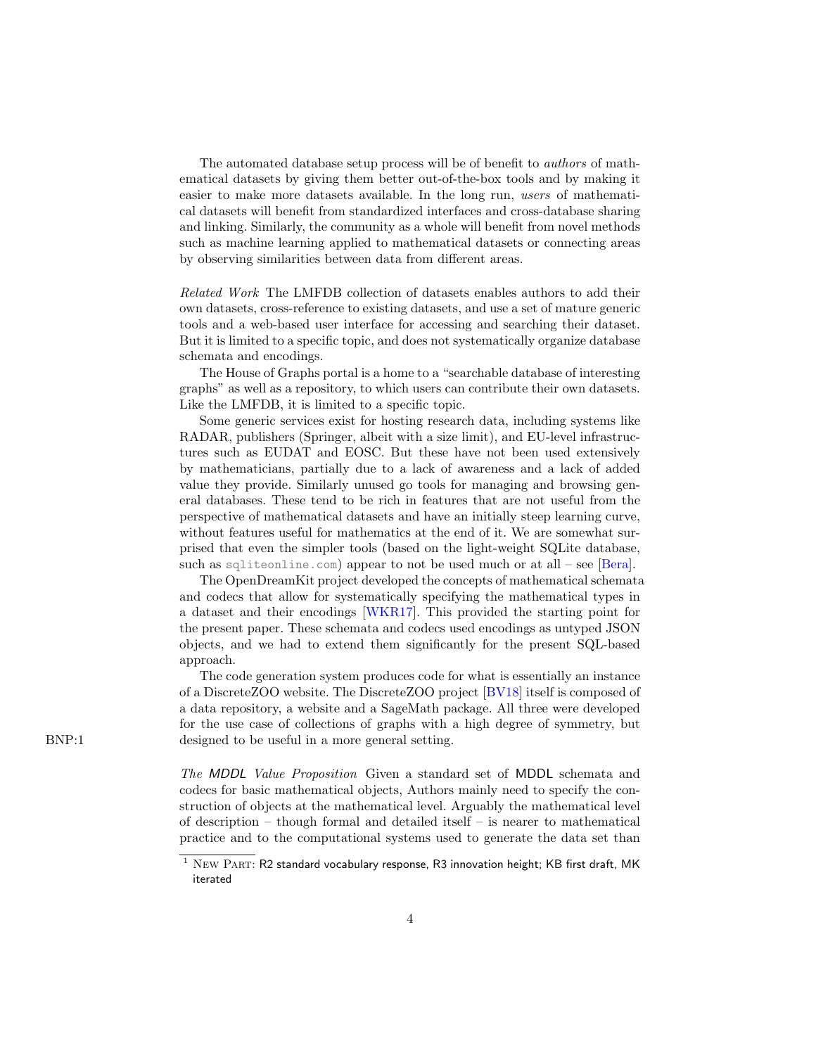The automated database setup process will be of benefit to *authors* of mathematical datasets by giving them better out-of-the-box tools and by making it easier to make more datasets available. In the long run, *users* of mathematical datasets will benefit from standardized interfaces and cross-database sharing and linking. Similarly, the community as a whole will benefit from novel methods such as machine learning applied to mathematical datasets or connecting areas by observing similarities between data from different areas.

*Related Work* The LMFDB collection of datasets enables authors to add their own datasets, cross-reference to existing datasets, and use a set of mature generic tools and a web-based user interface for accessing and searching their dataset. But it is limited to a specific topic, and does not systematically organize database schemata and encodings.

The House of Graphs portal is a home to a "searchable database of interesting graphs" as well as a repository, to which users can contribute their own datasets. Like the LMFDB, it is limited to a specific topic.

Some generic services exist for hosting research data, including systems like RADAR, publishers (Springer, albeit with a size limit), and EU-level infrastructures such as EUDAT and EOSC. But these have not been used extensively by mathematicians, partially due to a lack of awareness and a lack of added value they provide. Similarly unused go tools for managing and browsing general databases. These tend to be rich in features that are not useful from the perspective of mathematical datasets and have an initially steep learning curve, without features useful for mathematics at the end of it. We are somewhat surprised that even the simpler tools (based on the light-weight SQLite database, such as `sqliteonline.com`) appear to not be used much or at all – see [Bera].

The OpenDreamKit project developed the concepts of mathematical schemata and codecs that allow for systematically specifying the mathematical types in a dataset and their encodings [WKR17]. This provided the starting point for the present paper. These schemata and codecs used encodings as untyped JSON objects, and we had to extend them significantly for the present SQL-based approach.

The code generation system produces code for what is essentially an instance of a DiscreteZOO website. The DiscreteZOO project [BV18] itself is composed of a data repository, a website and a SageMath package. All three were developed for the use case of collections of graphs with a high degree of symmetry, but designed to be useful in a more general setting.

BNP:1

*The MDDL Value Proposition* Given a standard set of MDDL schemata and codecs for basic mathematical objects, Authors mainly need to specify the construction of objects at the mathematical level. Arguably the mathematical level of description – though formal and detailed itself – is nearer to mathematical practice and to the computational systems used to generate the data set than

[1] New Part: R2 standard vocabulary response, R3 innovation height; KB first draft, MK iterated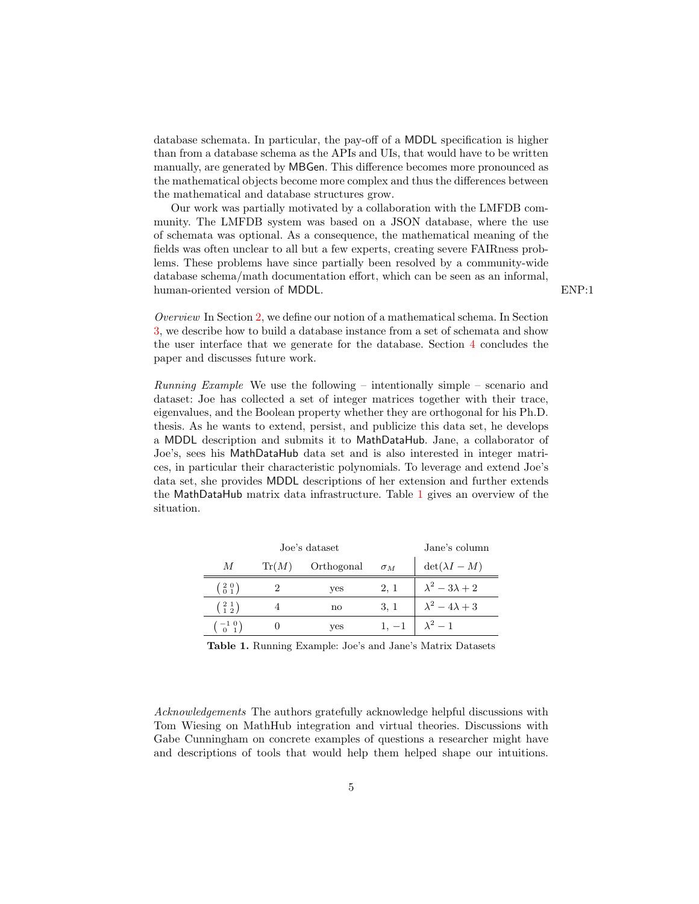database schemata. In particular, the pay-off of a MDDL specification is higher than from a database schema as the APIs and UIs, that would have to be written manually, are generated by MBGen. This difference becomes more pronounced as the mathematical objects become more complex and thus the differences between the mathematical and database structures grow.

Our work was partially motivated by a collaboration with the LMFDB community. The LMFDB system was based on a JSON database, where the use of schemata was optional. As a consequence, the mathematical meaning of the fields was often unclear to all but a few experts, creating severe FAIRness problems. These problems have since partially been resolved by a community-wide database schema/math documentation effort, which can be seen as an informal, human-oriented version of MDDL. ENP:1

*Overview* In Section 2, we define our notion of a mathematical schema. In Section 3, we describe how to build a database instance from a set of schemata and show the user interface that we generate for the database. Section 4 concludes the paper and discusses future work.

*Running Example* We use the following – intentionally simple – scenario and dataset: Joe has collected a set of integer matrices together with their trace, eigenvalues, and the Boolean property whether they are orthogonal for his Ph.D. thesis. As he wants to extend, persist, and publicize this data set, he develops a MDDL description and submits it to MathDataHub. Jane, a collaborator of Joe's, sees his MathDataHub data set and is also interested in integer matrices, in particular their characteristic polynomials. To leverage and extend Joe's data set, she provides MDDL descriptions of her extension and further extends the MathDataHub matrix data infrastructure. Table 1 gives an overview of the situation.

| Joe's dataset | | | | Jane's column |
|---|---|---|---|---|
| $M$ | $\mathrm{Tr}(M)$ | Orthogonal | $\sigma_M$ | $\det(\lambda I - M)$ |
| $\begin{pmatrix} 2 & 0 \\ 0 & 1 \end{pmatrix}$ | 2 | yes | 2, 1 | $\lambda^2 - 3\lambda + 2$ |
| $\begin{pmatrix} 2 & 1 \\ 1 & 2 \end{pmatrix}$ | 4 | no | 3, 1 | $\lambda^2 - 4\lambda + 3$ |
| $\begin{pmatrix} -1 & 0 \\ 0 & 1 \end{pmatrix}$ | 0 | yes | 1, $-1$ | $\lambda^2 - 1$ |

**Table 1.** Running Example: Joe's and Jane's Matrix Datasets

*Acknowledgements* The authors gratefully acknowledge helpful discussions with Tom Wiesing on MathHub integration and virtual theories. Discussions with Gabe Cunningham on concrete examples of questions a researcher might have and descriptions of tools that would help them helped shape our intuitions.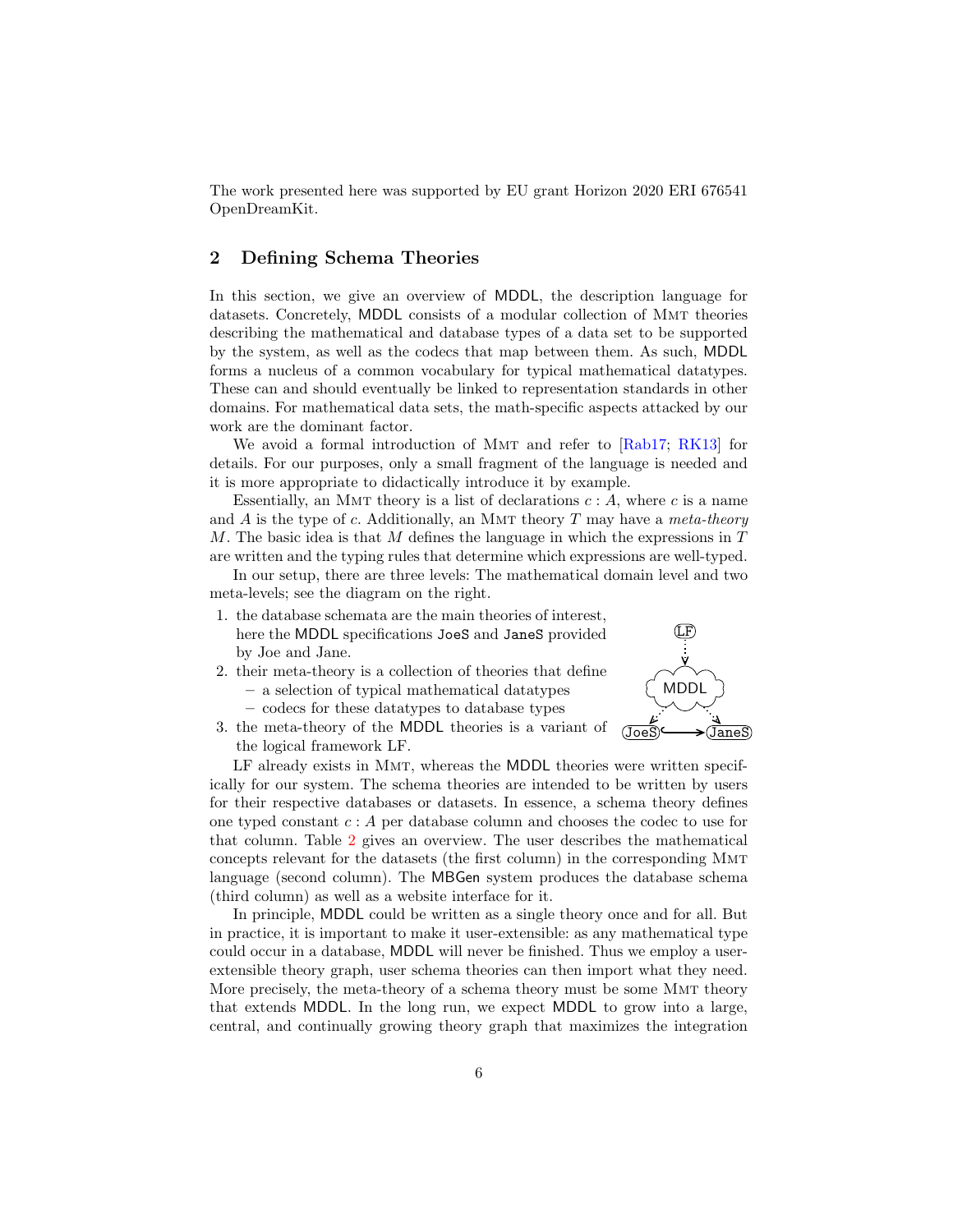The work presented here was supported by EU grant Horizon 2020 ERI 676541 OpenDreamKit.

## 2 Defining Schema Theories

In this section, we give an overview of MDDL, the description language for datasets. Concretely, MDDL consists of a modular collection of MMT theories describing the mathematical and database types of a data set to be supported by the system, as well as the codecs that map between them. As such, MDDL forms a nucleus of a common vocabulary for typical mathematical datatypes. These can and should eventually be linked to representation standards in other domains. For mathematical data sets, the math-specific aspects attacked by our work are the dominant factor.

We avoid a formal introduction of MMT and refer to [Rab17; RK13] for details. For our purposes, only a small fragment of the language is needed and it is more appropriate to didactically introduce it by example.

Essentially, an MMT theory is a list of declarations $c : A$, where $c$ is a name and $A$ is the type of $c$. Additionally, an MMT theory $T$ may have a *meta-theory* $M$. The basic idea is that $M$ defines the language in which the expressions in $T$ are written and the typing rules that determine which expressions are well-typed.

In our setup, there are three levels: The mathematical domain level and two meta-levels; see the diagram on the right.

1. the database schemata are the main theories of interest, here the MDDL specifications `JoeS` and `JaneS` provided by Joe and Jane.
2. their meta-theory is a collection of theories that define
   - a selection of typical mathematical datatypes
   - codecs for these datatypes to database types
3. the meta-theory of the MDDL theories is a variant of the logical framework LF.

LF
MDDL
JoeS
JaneS

LF already exists in MMT, whereas the MDDL theories were written specifically for our system. The schema theories are intended to be written by users for their respective databases or datasets. In essence, a schema theory defines one typed constant $c : A$ per database column and chooses the codec to use for that column. Table 2 gives an overview. The user describes the mathematical concepts relevant for the datasets (the first column) in the corresponding MMT language (second column). The MBGen system produces the database schema (third column) as well as a website interface for it.

In principle, MDDL could be written as a single theory once and for all. But in practice, it is important to make it user-extensible: as any mathematical type could occur in a database, MDDL will never be finished. Thus we employ a user-extensible theory graph, user schema theories can then import what they need. More precisely, the meta-theory of a schema theory must be some MMT theory that extends MDDL. In the long run, we expect MDDL to grow into a large, central, and continually growing theory graph that maximizes the integration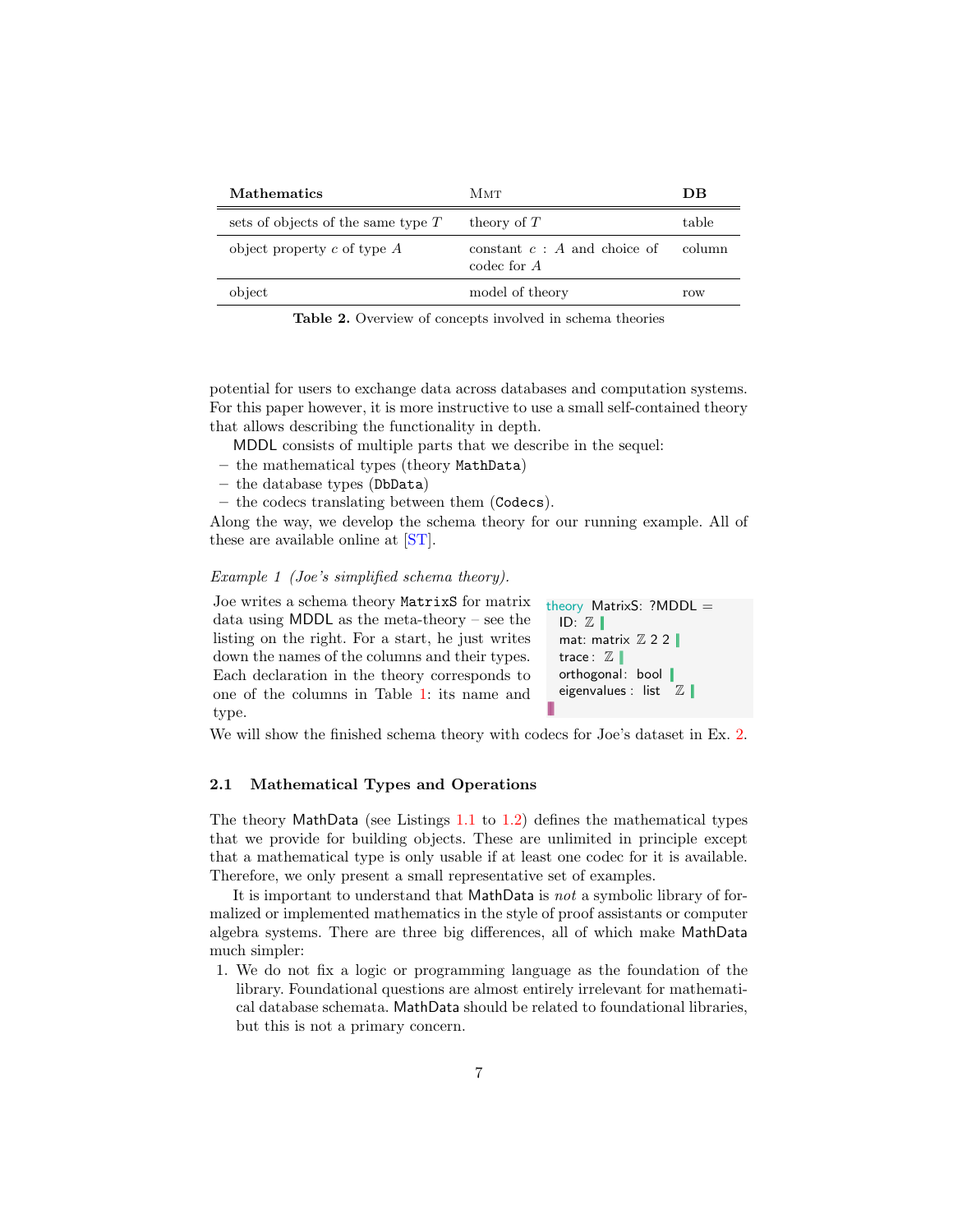| **Mathematics** | MMT | **DB** |
|---|---|---|
| sets of objects of the same type $T$ | theory of $T$ | table |
| object property $c$ of type $A$ | constant $c : A$ and choice of codec for $A$ | column |
| object | model of theory | row |

**Table 2.** Overview of concepts involved in schema theories

potential for users to exchange data across databases and computation systems. For this paper however, it is more instructive to use a small self-contained theory that allows describing the functionality in depth.

MDDL consists of multiple parts that we describe in the sequel:

– the mathematical types (theory `MathData`)
– the database types (`DbData`)
– the codecs translating between them (`Codecs`).

Along the way, we develop the schema theory for our running example. All of these are available online at [ST].

*Example 1 (Joe's simplified schema theory).*

Joe writes a schema theory `MatrixS` for matrix data using MDDL as the meta-theory – see the listing on the right. For a start, he just writes down the names of the columns and their types. Each declaration in the theory corresponds to one of the columns in Table 1: its name and type.

```
theory MatrixS: ?MDDL =
  ID: ℤ ❙
  mat: matrix ℤ 2 2 ❙
  trace : ℤ ❙
  orthogonal: bool ❙
  eigenvalues : list ℤ ❙
❚
```

We will show the finished schema theory with codecs for Joe's dataset in Ex. 2.

### 2.1 Mathematical Types and Operations

The theory MathData (see Listings 1.1 to 1.2) defines the mathematical types that we provide for building objects. These are unlimited in principle except that a mathematical type is only usable if at least one codec for it is available. Therefore, we only present a small representative set of examples.

It is important to understand that MathData is *not* a symbolic library of formalized or implemented mathematics in the style of proof assistants or computer algebra systems. There are three big differences, all of which make MathData much simpler:

1. We do not fix a logic or programming language as the foundation of the library. Foundational questions are almost entirely irrelevant for mathematical database schemata. MathData should be related to foundational libraries, but this is not a primary concern.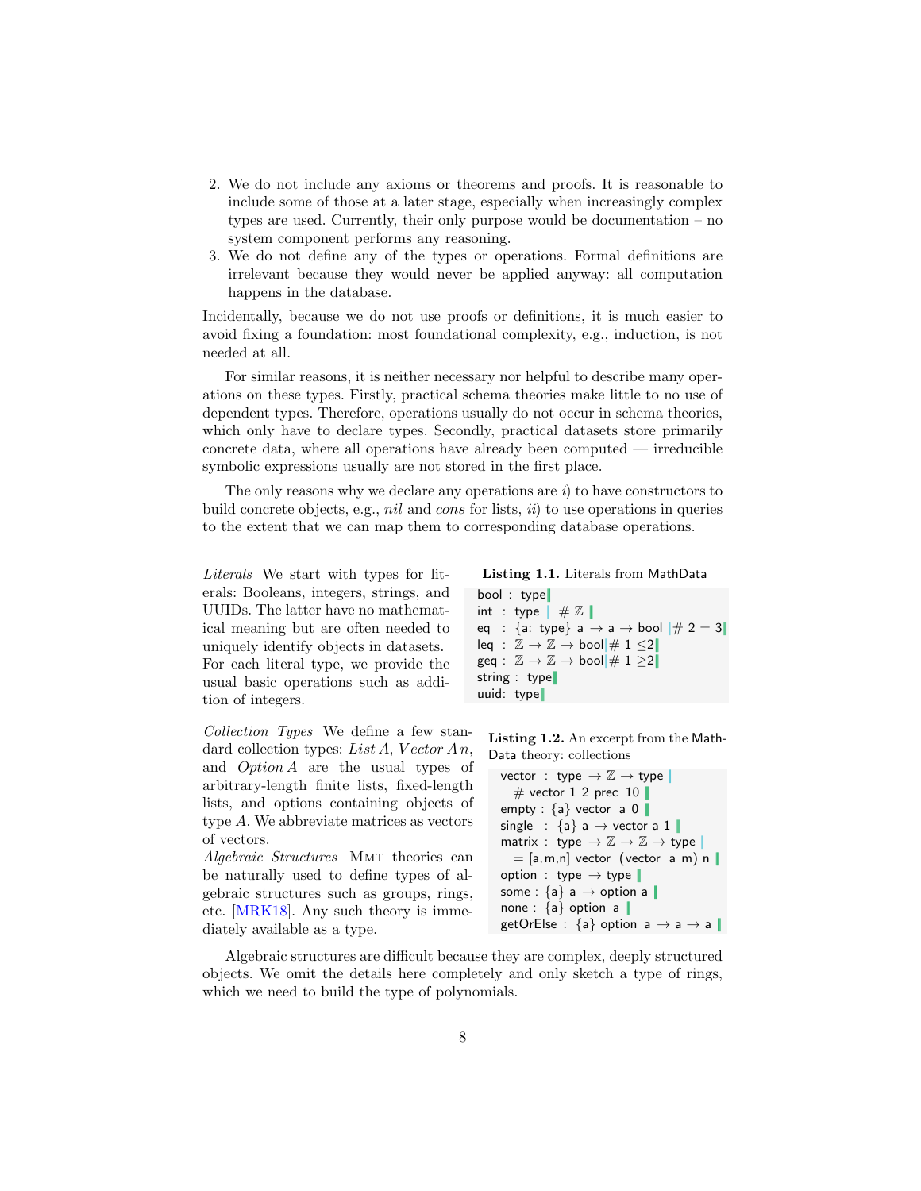2. We do not include any axioms or theorems and proofs. It is reasonable to include some of those at a later stage, especially when increasingly complex types are used. Currently, their only purpose would be documentation – no system component performs any reasoning.
3. We do not define any of the types or operations. Formal definitions are irrelevant because they would never be applied anyway: all computation happens in the database.

Incidentally, because we do not use proofs or definitions, it is much easier to avoid fixing a foundation: most foundational complexity, e.g., induction, is not needed at all.

For similar reasons, it is neither necessary nor helpful to describe many operations on these types. Firstly, practical schema theories make little to no use of dependent types. Therefore, operations usually do not occur in schema theories, which only have to declare types. Secondly, practical datasets store primarily concrete data, where all operations have already been computed — irreducible symbolic expressions usually are not stored in the first place.

The only reasons why we declare any operations are *i*) to have constructors to build concrete objects, e.g., *nil* and *cons* for lists, *ii*) to use operations in queries to the extent that we can map them to corresponding database operations.

*Literals* We start with types for literals: Booleans, integers, strings, and UUIDs. The latter have no mathematical meaning but are often needed to uniquely identify objects in datasets. For each literal type, we provide the usual basic operations such as addition of integers.

**Listing 1.1.** Literals from MathData

```
bool : type
int  : type  | # ℤ
eq   : {a: type} a → a → bool | # 2 = 3
leq  : ℤ → ℤ → bool | # 1 ≤2
geq  : ℤ → ℤ → bool | # 1 ≥2
string : type
uuid: type
```

*Collection Types* We define a few standard collection types: *List A*, *Vector A n*, and *Option A* are the usual types of arbitrary-length finite lists, fixed-length lists, and options containing objects of type *A*. We abbreviate matrices as vectors of vectors.

*Algebraic Structures* MMT theories can be naturally used to define types of algebraic structures such as groups, rings, etc. [MRK18]. Any such theory is immediately available as a type.

**Listing 1.2.** An excerpt from the MathData theory: collections

```
vector  :  type → ℤ → type |
   # vector 1 2 prec 10
empty : {a} vector a 0
single  :  {a} a → vector a 1
matrix  :  type → ℤ → ℤ → type |
   = [a,m,n] vector (vector a m) n
option  :  type → type
some : {a} a → option a
none :  {a} option a
getOrElse  :  {a} option a → a → a
```

Algebraic structures are difficult because they are complex, deeply structured objects. We omit the details here completely and only sketch a type of rings, which we need to build the type of polynomials.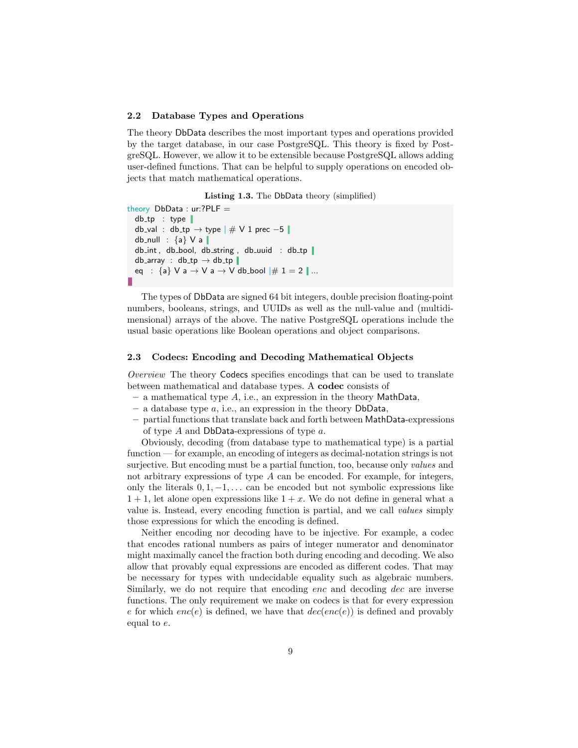### 2.2 Database Types and Operations

The theory DbData describes the most important types and operations provided by the target database, in our case PostgreSQL. This theory is fixed by PostgreSQL. However, we allow it to be extensible because PostgreSQL allows adding user-defined functions. That can be helpful to supply operations on encoded objects that match mathematical operations.

**Listing 1.3.** The DbData theory (simplified)

```
theory DbData : ur:?PLF =
  db_tp   : type ❙
  db_val  : db_tp → type | # V 1 prec −5 ❙
  db_null  : {a} V a ❙
  db_int , db_bool, db_string , db_uuid   : db_tp ❙
  db_array  : db_tp → db_tp ❙
  eq   : {a} V a → V a → V db_bool |# 1 = 2 ❙ ...
❚
```

The types of DbData are signed 64 bit integers, double precision floating-point numbers, booleans, strings, and UUIDs as well as the null-value and (multidimensional) arrays of the above. The native PostgreSQL operations include the usual basic operations like Boolean operations and object comparisons.

### 2.3 Codecs: Encoding and Decoding Mathematical Objects

*Overview* The theory Codecs specifies encodings that can be used to translate between mathematical and database types. A **codec** consists of

- a mathematical type $A$, i.e., an expression in the theory MathData,
- a database type $a$, i.e., an expression in the theory DbData,
- partial functions that translate back and forth between MathData-expressions of type $A$ and DbData-expressions of type $a$.

Obviously, decoding (from database type to mathematical type) is a partial function — for example, an encoding of integers as decimal-notation strings is not surjective. But encoding must be a partial function, too, because only *values* and not arbitrary expressions of type $A$ can be encoded. For example, for integers, only the literals $0, 1, -1, \ldots$ can be encoded but not symbolic expressions like $1+1$, let alone open expressions like $1+x$. We do not define in general what a value is. Instead, every encoding function is partial, and we call *values* simply those expressions for which the encoding is defined.

Neither encoding nor decoding have to be injective. For example, a codec that encodes rational numbers as pairs of integer numerator and denominator might maximally cancel the fraction both during encoding and decoding. We also allow that provably equal expressions are encoded as different codes. That may be necessary for types with undecidable equality such as algebraic numbers. Similarly, we do not require that encoding *enc* and decoding *dec* are inverse functions. The only requirement we make on codecs is that for every expression $e$ for which $enc(e)$ is defined, we have that $dec(enc(e))$ is defined and provably equal to $e$.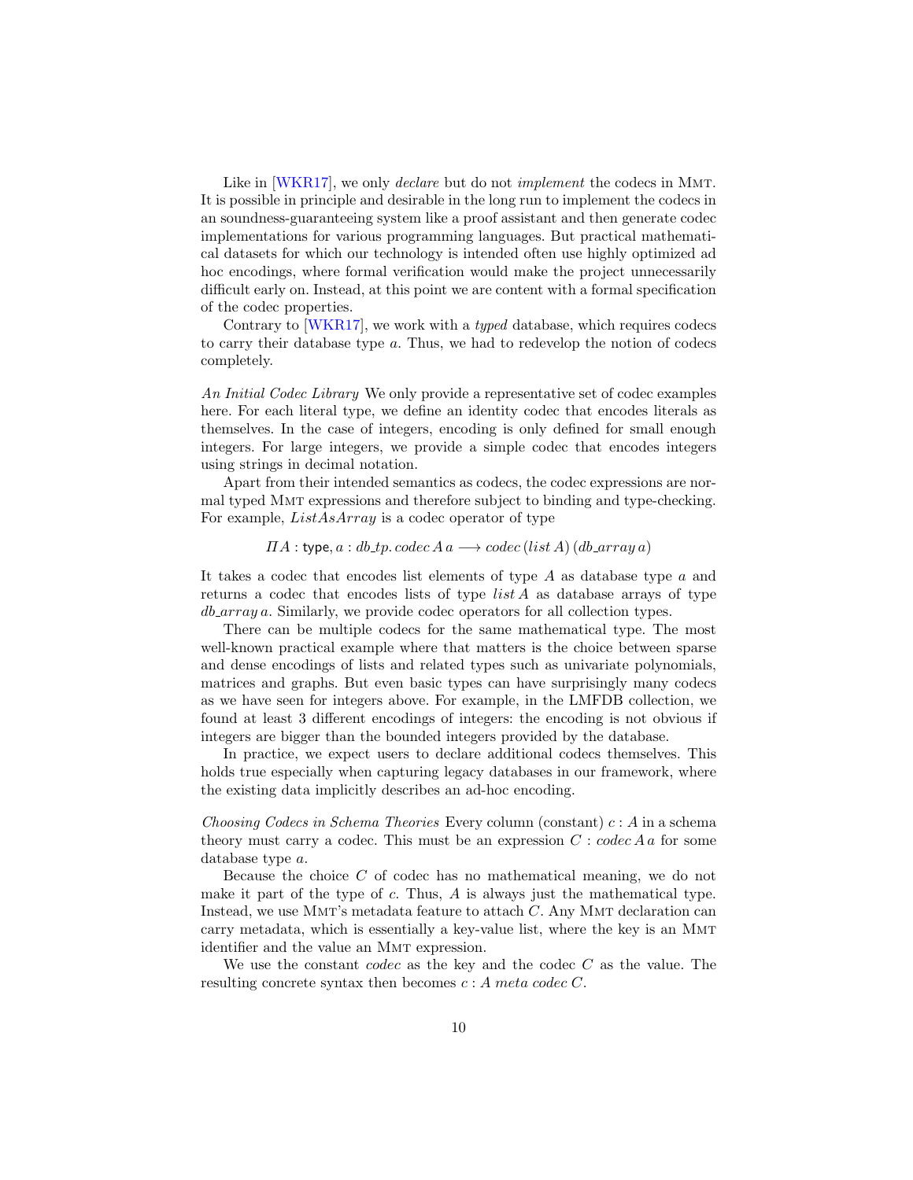Like in [WKR17], we only *declare* but do not *implement* the codecs in MMT. It is possible in principle and desirable in the long run to implement the codecs in an soundness-guaranteeing system like a proof assistant and then generate codec implementations for various programming languages. But practical mathematical datasets for which our technology is intended often use highly optimized ad hoc encodings, where formal verification would make the project unnecessarily difficult early on. Instead, at this point we are content with a formal specification of the codec properties.

Contrary to [WKR17], we work with a *typed* database, which requires codecs to carry their database type $a$. Thus, we had to redevelop the notion of codecs completely.

*An Initial Codec Library* We only provide a representative set of codec examples here. For each literal type, we define an identity codec that encodes literals as themselves. In the case of integers, encoding is only defined for small enough integers. For large integers, we provide a simple codec that encodes integers using strings in decimal notation.

Apart from their intended semantics as codecs, the codec expressions are normal typed MMT expressions and therefore subject to binding and type-checking. For example, *ListAsArray* is a codec operator of type

$$\Pi A : \mathsf{type}, a : db\_tp.\, codec\, A\, a \longrightarrow codec\,(list\, A)\,(db\_array\, a)$$

It takes a codec that encodes list elements of type $A$ as database type $a$ and returns a codec that encodes lists of type $list\, A$ as database arrays of type $db\_array\, a$. Similarly, we provide codec operators for all collection types.

There can be multiple codecs for the same mathematical type. The most well-known practical example where that matters is the choice between sparse and dense encodings of lists and related types such as univariate polynomials, matrices and graphs. But even basic types can have surprisingly many codecs as we have seen for integers above. For example, in the LMFDB collection, we found at least 3 different encodings of integers: the encoding is not obvious if integers are bigger than the bounded integers provided by the database.

In practice, we expect users to declare additional codecs themselves. This holds true especially when capturing legacy databases in our framework, where the existing data implicitly describes an ad-hoc encoding.

*Choosing Codecs in Schema Theories* Every column (constant) $c : A$ in a schema theory must carry a codec. This must be an expression $C : codec\, A\, a$ for some database type $a$.

Because the choice $C$ of codec has no mathematical meaning, we do not make it part of the type of $c$. Thus, $A$ is always just the mathematical type. Instead, we use MMT's metadata feature to attach $C$. Any MMT declaration can carry metadata, which is essentially a key-value list, where the key is an MMT identifier and the value an MMT expression.

We use the constant *codec* as the key and the codec $C$ as the value. The resulting concrete syntax then becomes $c : A$ *meta codec* $C$.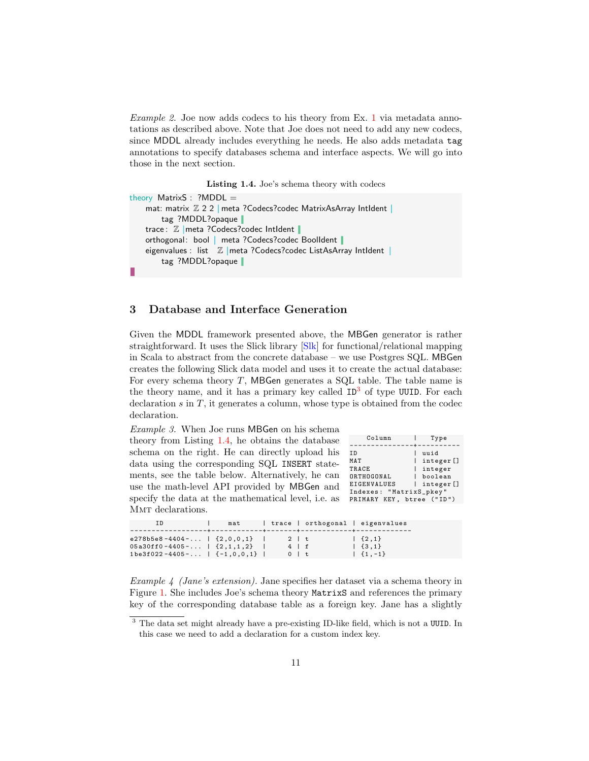*Example 2.* Joe now adds codecs to his theory from Ex. 1 via metadata annotations as described above. Note that Joe does not need to add any new codecs, since MDDL already includes everything he needs. He also adds metadata `tag` annotations to specify databases schema and interface aspects. We will go into those in the next section.

**Listing 1.4.** Joe's schema theory with codecs

```
theory MatrixS : ?MDDL =
    mat: matrix ℤ 2 2 | meta ?Codecs?codec MatrixAsArray IntIdent |
        tag ?MDDL?opaque ❙
    trace : ℤ | meta ?Codecs?codec IntIdent ❙
    orthogonal: bool | meta ?Codecs?codec BoolIdent ❙
    eigenvalues : list ℤ | meta ?Codecs?codec ListAsArray IntIdent |
        tag ?MDDL?opaque ❙
❚
```

## 3 Database and Interface Generation

Given the MDDL framework presented above, the MBGen generator is rather straightforward. It uses the Slick library [Slk] for functional/relational mapping in Scala to abstract from the concrete database – we use Postgres SQL. MBGen creates the following Slick data model and uses it to create the actual database: For every schema theory $T$, MBGen generates a SQL table. The table name is the theory name, and it has a primary key called `ID`[3] of type `UUID`. For each declaration $s$ in $T$, it generates a column, whose type is obtained from the codec declaration.

*Example 3.* When Joe runs MBGen on his schema theory from Listing 1.4, he obtains the database schema on the right. He can directly upload his data using the corresponding SQL `INSERT` statements, see the table below. Alternatively, he can use the math-level API provided by MBGen and specify the data at the mathematical level, i.e. as MMT declarations.

```
     Column      |   Type
-----------------+----------
ID               | uuid
MAT              | integer[]
TRACE            | integer
ORTHOGONAL       | boolean
EIGENVALUES      | integer[]
Indexes: "MatrixS_pkey"
PRIMARY KEY, btree ("ID")
```

```
       ID           |     mat      | trace | orthogonal | eigenvalues
--------------------+--------------+-------+------------+-------------
e278b5e8-4404-...   | {2,0,0,1}    |     2 | t          | {2,1}
05a30ff0-4405-...   | {2,1,1,2}    |     4 | f          | {3,1}
1be3f022-4405-...   | {-1,0,0,1}   |     0 | t          | {1,-1}
```

*Example 4 (Jane's extension).* Jane specifies her dataset via a schema theory in Figure 1. She includes Joe's schema theory `MatrixS` and references the primary key of the corresponding database table as a foreign key. Jane has a slightly

---

[3] The data set might already have a pre-existing ID-like field, which is not a `UUID`. In this case we need to add a declaration for a custom index key.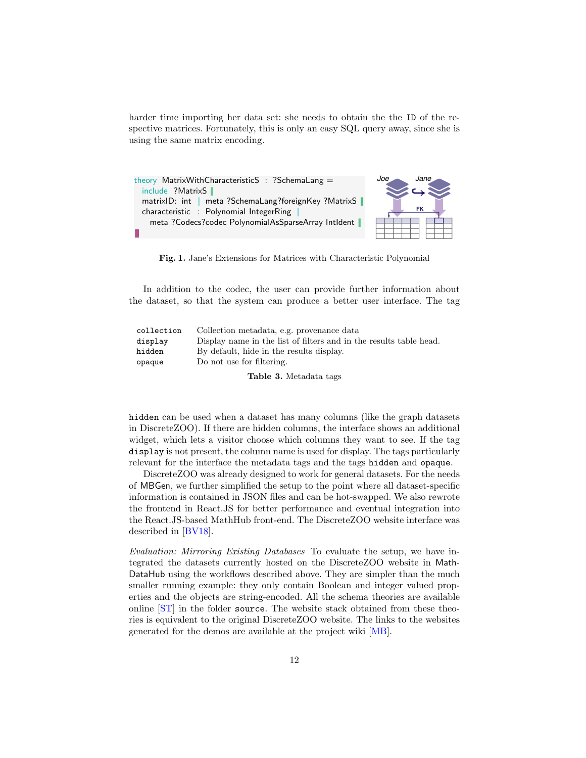harder time importing her data set: she needs to obtain the the ID of the respective matrices. Fortunately, this is only an easy SQL query away, since she is using the same matrix encoding.

```
theory MatrixWithCharacteristicS : ?SchemaLang =
  include ?MatrixS ❙
  matrixID: int | meta ?SchemaLang?foreignKey ?MatrixS ❙
  characteristic : Polynomial IntegerRing |
    meta ?Codecs?codec PolynomialAsSparseArray IntIdent ❙
❚
```

Joe

Jane

FK

**Fig. 1.** Jane's Extensions for Matrices with Characteristic Polynomial

In addition to the codec, the user can provide further information about the dataset, so that the system can produce a better user interface. The tag

| | |
|---|---|
| `collection` | Collection metadata, e.g. provenance data |
| `display` | Display name in the list of filters and in the results table head. |
| `hidden` | By default, hide in the results display. |
| `opaque` | Do not use for filtering. |

**Table 3.** Metadata tags

`hidden` can be used when a dataset has many columns (like the graph datasets in DiscreteZOO). If there are hidden columns, the interface shows an additional widget, which lets a visitor choose which columns they want to see. If the tag `display` is not present, the column name is used for display. The tags particularly relevant for the interface the metadata tags and the tags `hidden` and `opaque`.

DiscreteZOO was already designed to work for general datasets. For the needs of MBGen, we further simplified the setup to the point where all dataset-specific information is contained in JSON files and can be hot-swapped. We also rewrote the frontend in React.JS for better performance and eventual integration into the React.JS-based MathHub front-end. The DiscreteZOO website interface was described in [BV18].

*Evaluation: Mirroring Existing Databases* To evaluate the setup, we have integrated the datasets currently hosted on the DiscreteZOO website in MathDataHub using the workflows described above. They are simpler than the much smaller running example: they only contain Boolean and integer valued properties and the objects are string-encoded. All the schema theories are available online [ST] in the folder `source`. The website stack obtained from these theories is equivalent to the original DiscreteZOO website. The links to the websites generated for the demos are available at the project wiki [MB].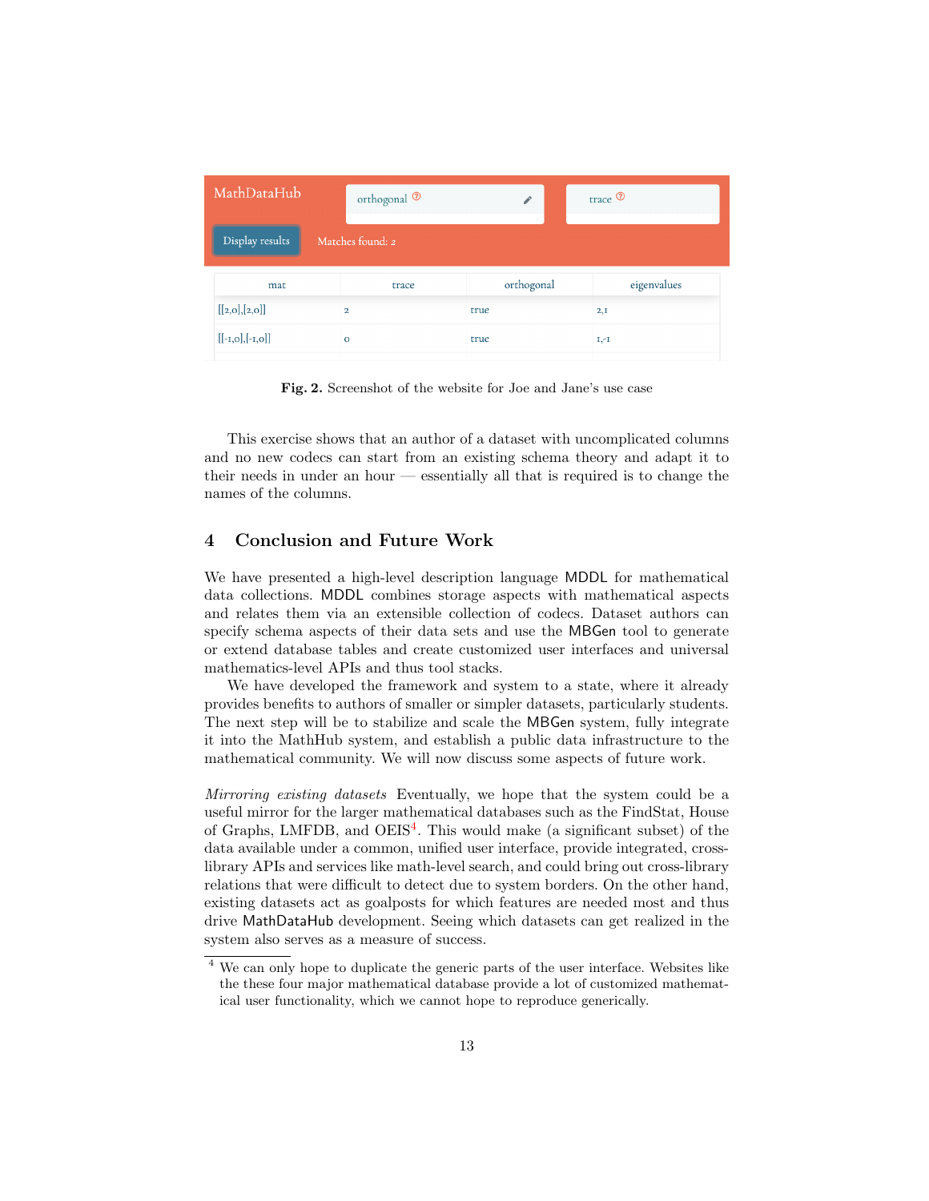| mat | trace | orthogonal | eigenvalues |
|---|---|---|---|
| [[2,0],[2,0]] | 2 | true | 2,1 |
| [[-1,0],[-1,0]] | 0 | true | 1,-1 |

MathDataHub — orthogonal — trace — Display results — Matches found: 2

**Fig. 2.** Screenshot of the website for Joe and Jane's use case

This exercise shows that an author of a dataset with uncomplicated columns and no new codecs can start from an existing schema theory and adapt it to their needs in under an hour — essentially all that is required is to change the names of the columns.

## 4 Conclusion and Future Work

We have presented a high-level description language MDDL for mathematical data collections. MDDL combines storage aspects with mathematical aspects and relates them via an extensible collection of codecs. Dataset authors can specify schema aspects of their data sets and use the MBGen tool to generate or extend database tables and create customized user interfaces and universal mathematics-level APIs and thus tool stacks.

We have developed the framework and system to a state, where it already provides benefits to authors of smaller or simpler datasets, particularly students. The next step will be to stabilize and scale the MBGen system, fully integrate it into the MathHub system, and establish a public data infrastructure to the mathematical community. We will now discuss some aspects of future work.

*Mirroring existing datasets* Eventually, we hope that the system could be a useful mirror for the larger mathematical databases such as the FindStat, House of Graphs, LMFDB, and OEIS[4]. This would make (a significant subset) of the data available under a common, unified user interface, provide integrated, cross-library APIs and services like math-level search, and could bring out cross-library relations that were difficult to detect due to system borders. On the other hand, existing datasets act as goalposts for which features are needed most and thus drive MathDataHub development. Seeing which datasets can get realized in the system also serves as a measure of success.

---

[4] We can only hope to duplicate the generic parts of the user interface. Websites like the these four major mathematical database provide a lot of customized mathematical user functionality, which we cannot hope to reproduce generically.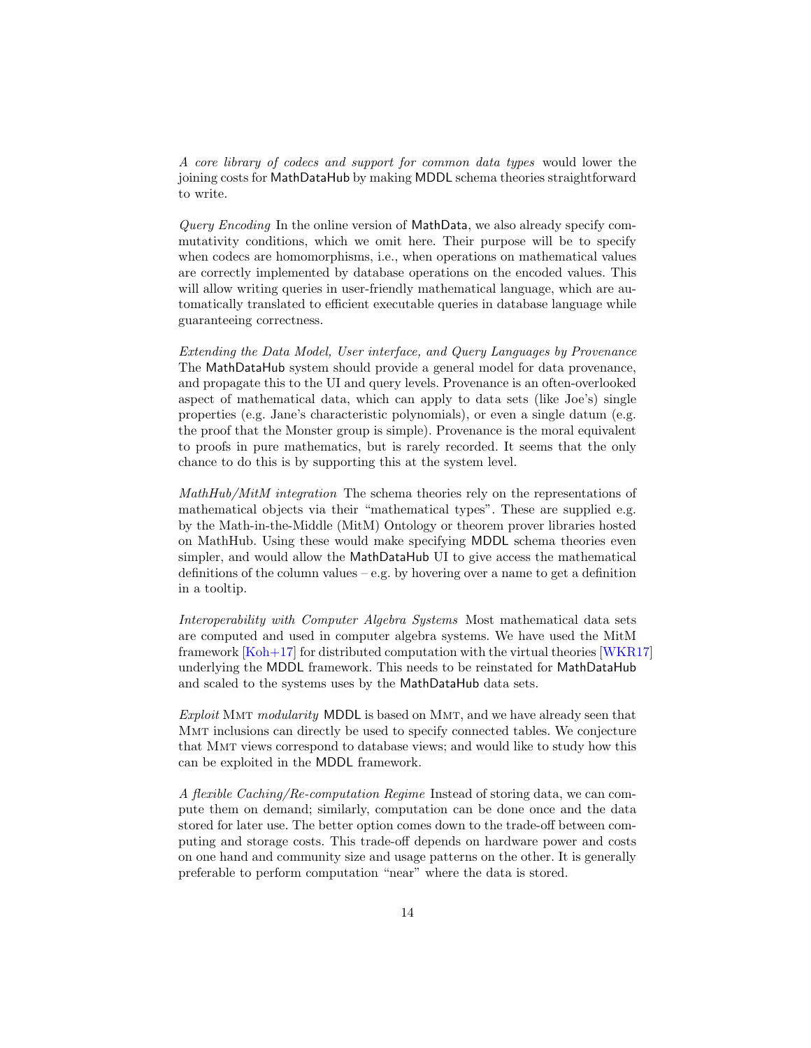*A core library of codecs and support for common data types* would lower the joining costs for MathDataHub by making MDDL schema theories straightforward to write.

*Query Encoding* In the online version of MathData, we also already specify commutativity conditions, which we omit here. Their purpose will be to specify when codecs are homomorphisms, i.e., when operations on mathematical values are correctly implemented by database operations on the encoded values. This will allow writing queries in user-friendly mathematical language, which are automatically translated to efficient executable queries in database language while guaranteeing correctness.

*Extending the Data Model, User interface, and Query Languages by Provenance* The MathDataHub system should provide a general model for data provenance, and propagate this to the UI and query levels. Provenance is an often-overlooked aspect of mathematical data, which can apply to data sets (like Joe's) single properties (e.g. Jane's characteristic polynomials), or even a single datum (e.g. the proof that the Monster group is simple). Provenance is the moral equivalent to proofs in pure mathematics, but is rarely recorded. It seems that the only chance to do this is by supporting this at the system level.

*MathHub/MitM integration* The schema theories rely on the representations of mathematical objects via their "mathematical types". These are supplied e.g. by the Math-in-the-Middle (MitM) Ontology or theorem prover libraries hosted on MathHub. Using these would make specifying MDDL schema theories even simpler, and would allow the MathDataHub UI to give access the mathematical definitions of the column values – e.g. by hovering over a name to get a definition in a tooltip.

*Interoperability with Computer Algebra Systems* Most mathematical data sets are computed and used in computer algebra systems. We have used the MitM framework [Koh+17] for distributed computation with the virtual theories [WKR17] underlying the MDDL framework. This needs to be reinstated for MathDataHub and scaled to the systems uses by the MathDataHub data sets.

*Exploit* MMT *modularity* MDDL is based on MMT, and we have already seen that MMT inclusions can directly be used to specify connected tables. We conjecture that MMT views correspond to database views; and would like to study how this can be exploited in the MDDL framework.

*A flexible Caching/Re-computation Regime* Instead of storing data, we can compute them on demand; similarly, computation can be done once and the data stored for later use. The better option comes down to the trade-off between computing and storage costs. This trade-off depends on hardware power and costs on one hand and community size and usage patterns on the other. It is generally preferable to perform computation "near" where the data is stored.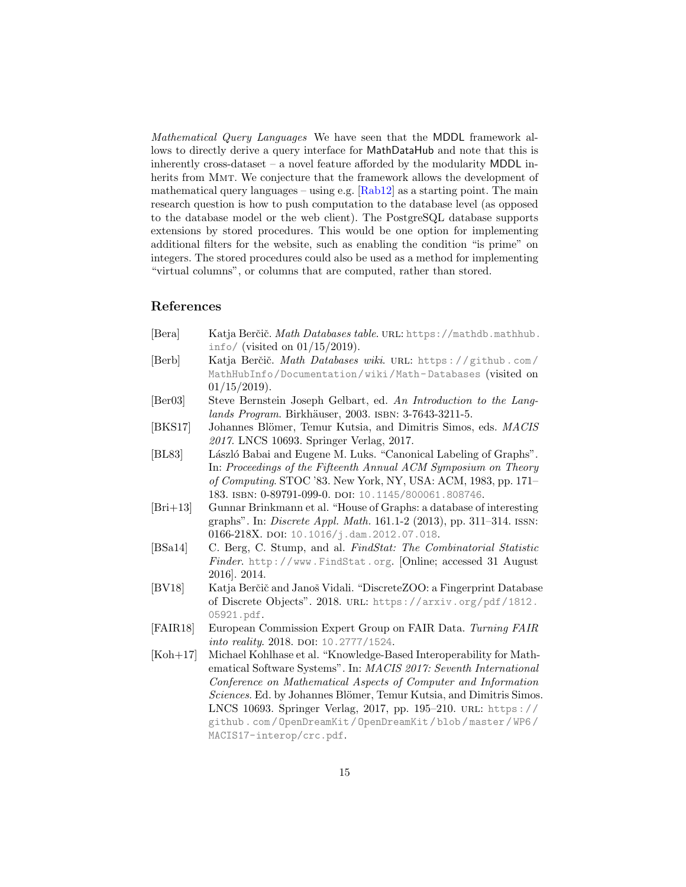*Mathematical Query Languages* We have seen that the MDDL framework allows to directly derive a query interface for MathDataHub and note that this is inherently cross-dataset – a novel feature afforded by the modularity MDDL inherits from MMT. We conjecture that the framework allows the development of mathematical query languages – using e.g. [Rab12] as a starting point. The main research question is how to push computation to the database level (as opposed to the database model or the web client). The PostgreSQL database supports extensions by stored procedures. This would be one option for implementing additional filters for the website, such as enabling the condition "is prime" on integers. The stored procedures could also be used as a method for implementing "virtual columns", or columns that are computed, rather than stored.

## References

[Bera] Katja Berčič. *Math Databases table*. URL: https://mathdb.mathhub.info/ (visited on 01/15/2019).

[Berb] Katja Berčič. *Math Databases wiki*. URL: https://github.com/MathHubInfo/Documentation/wiki/Math-Databases (visited on 01/15/2019).

[Ber03] Steve Bernstein Joseph Gelbart, ed. *An Introduction to the Langlands Program*. Birkhäuser, 2003. ISBN: 3-7643-3211-5.

[BKS17] Johannes Blömer, Temur Kutsia, and Dimitris Simos, eds. *MACIS 2017*. LNCS 10693. Springer Verlag, 2017.

[BL83] László Babai and Eugene M. Luks. "Canonical Labeling of Graphs". In: *Proceedings of the Fifteenth Annual ACM Symposium on Theory of Computing*. STOC '83. New York, NY, USA: ACM, 1983, pp. 171–183. ISBN: 0-89791-099-0. DOI: 10.1145/800061.808746.

[Bri+13] Gunnar Brinkmann et al. "House of Graphs: a database of interesting graphs". In: *Discrete Appl. Math.* 161.1-2 (2013), pp. 311–314. ISSN: 0166-218X. DOI: 10.1016/j.dam.2012.07.018.

[BSa14] C. Berg, C. Stump, and al. *FindStat: The Combinatorial Statistic Finder*. http://www.FindStat.org. [Online; accessed 31 August 2016]. 2014.

[BV18] Katja Berčič and Janoš Vidali. "DiscreteZOO: a Fingerprint Database of Discrete Objects". 2018. URL: https://arxiv.org/pdf/1812.05921.pdf.

[FAIR18] European Commission Expert Group on FAIR Data. *Turning FAIR into reality*. 2018. DOI: 10.2777/1524.

[Koh+17] Michael Kohlhase et al. "Knowledge-Based Interoperability for Mathematical Software Systems". In: *MACIS 2017: Seventh International Conference on Mathematical Aspects of Computer and Information Sciences*. Ed. by Johannes Blömer, Temur Kutsia, and Dimitris Simos. LNCS 10693. Springer Verlag, 2017, pp. 195–210. URL: https://github.com/OpenDreamKit/OpenDreamKit/blob/master/WP6/MACIS17-interop/crc.pdf.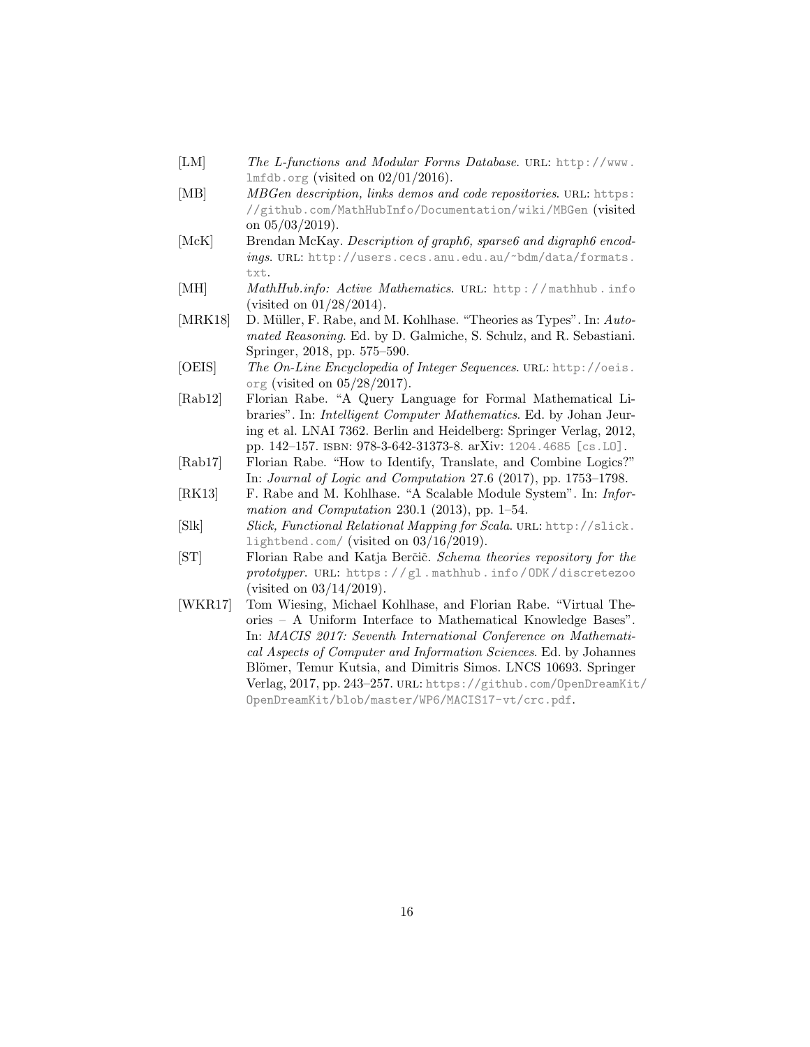[LM] *The L-functions and Modular Forms Database*. URL: http://www.lmfdb.org (visited on 02/01/2016).

[MB] *MBGen description, links demos and code repositories*. URL: https://github.com/MathHubInfo/Documentation/wiki/MBGen (visited on 05/03/2019).

[McK] Brendan McKay. *Description of graph6, sparse6 and digraph6 encodings*. URL: http://users.cecs.anu.edu.au/~bdm/data/formats.txt.

[MH] *MathHub.info: Active Mathematics*. URL: http://mathhub.info (visited on 01/28/2014).

[MRK18] D. Müller, F. Rabe, and M. Kohlhase. "Theories as Types". In: *Automated Reasoning*. Ed. by D. Galmiche, S. Schulz, and R. Sebastiani. Springer, 2018, pp. 575–590.

[OEIS] *The On-Line Encyclopedia of Integer Sequences*. URL: http://oeis.org (visited on 05/28/2017).

[Rab12] Florian Rabe. "A Query Language for Formal Mathematical Libraries". In: *Intelligent Computer Mathematics*. Ed. by Johan Jeuring et al. LNAI 7362. Berlin and Heidelberg: Springer Verlag, 2012, pp. 142–157. ISBN: 978-3-642-31373-8. arXiv: 1204.4685 [cs.LO].

[Rab17] Florian Rabe. "How to Identify, Translate, and Combine Logics?" In: *Journal of Logic and Computation* 27.6 (2017), pp. 1753–1798.

[RK13] F. Rabe and M. Kohlhase. "A Scalable Module System". In: *Information and Computation* 230.1 (2013), pp. 1–54.

[Slk] *Slick, Functional Relational Mapping for Scala*. URL: http://slick.lightbend.com/ (visited on 03/16/2019).

[ST] Florian Rabe and Katja Berčič. *Schema theories repository for the prototyper*. URL: https://gl.mathhub.info/ODK/discretezoo (visited on 03/14/2019).

[WKR17] Tom Wiesing, Michael Kohlhase, and Florian Rabe. "Virtual Theories – A Uniform Interface to Mathematical Knowledge Bases". In: *MACIS 2017: Seventh International Conference on Mathematical Aspects of Computer and Information Sciences*. Ed. by Johannes Blömer, Temur Kutsia, and Dimitris Simos. LNCS 10693. Springer Verlag, 2017, pp. 243–257. URL: https://github.com/OpenDreamKit/OpenDreamKit/blob/master/WP6/MACIS17-vt/crc.pdf.